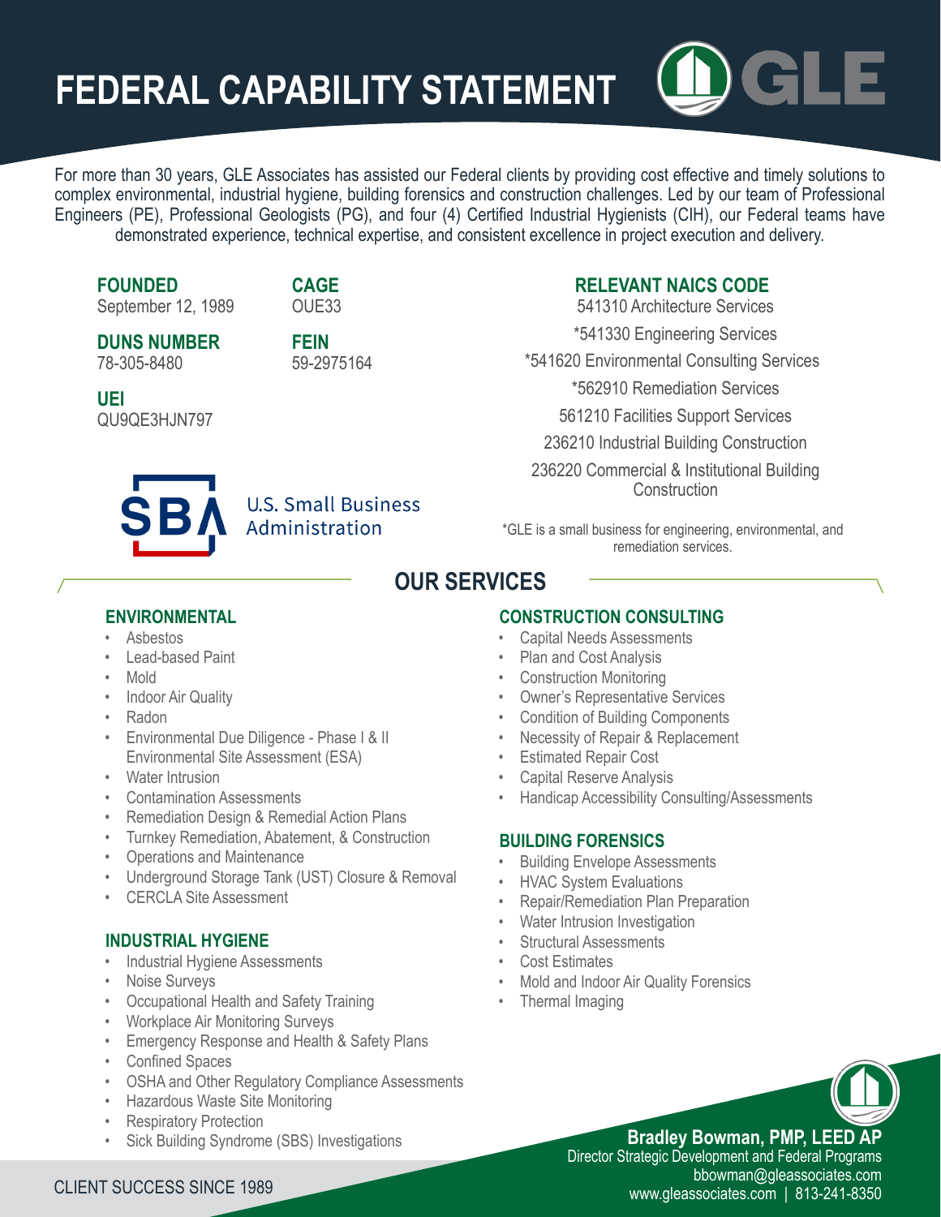# FEDERAL CAPABILITY STATEMENT

GLE

For more than 30 years, GLE Associates has assisted our Federal clients by providing cost effective and timely solutions to complex environmental, industrial hygiene, building forensics and construction challenges. Led by our team of Professional Engineers (PE), Professional Geologists (PG), and four (4) Certified Industrial Hygienists (CIH), our Federal teams have demonstrated experience, technical expertise, and consistent excellence in project execution and delivery.

**FOUNDED**
September 12, 1989

**CAGE**
OUE33

**DUNS NUMBER**
78-305-8480

**FEIN**
59-2975164

**UEI**
QU9QE3HJN797

SBA U.S. Small Business Administration

### RELEVANT NAICS CODE

541310 Architecture Services

*541330 Engineering Services

*541620 Environmental Consulting Services

*562910 Remediation Services

561210 Facilities Support Services

236210 Industrial Building Construction

236220 Commercial & Institutional Building Construction

*GLE is a small business for engineering, environmental, and remediation services.

## OUR SERVICES

### ENVIRONMENTAL

- Asbestos
- Lead-based Paint
- Mold
- Indoor Air Quality
- Radon
- Environmental Due Diligence - Phase I & II Environmental Site Assessment (ESA)
- Water Intrusion
- Contamination Assessments
- Remediation Design & Remedial Action Plans
- Turnkey Remediation, Abatement, & Construction
- Operations and Maintenance
- Underground Storage Tank (UST) Closure & Removal
- CERCLA Site Assessment

### INDUSTRIAL HYGIENE

- Industrial Hygiene Assessments
- Noise Surveys
- Occupational Health and Safety Training
- Workplace Air Monitoring Surveys
- Emergency Response and Health & Safety Plans
- Confined Spaces
- OSHA and Other Regulatory Compliance Assessments
- Hazardous Waste Site Monitoring
- Respiratory Protection
- Sick Building Syndrome (SBS) Investigations

### CONSTRUCTION CONSULTING

- Capital Needs Assessments
- Plan and Cost Analysis
- Construction Monitoring
- Owner's Representative Services
- Condition of Building Components
- Necessity of Repair & Replacement
- Estimated Repair Cost
- Capital Reserve Analysis
- Handicap Accessibility Consulting/Assessments

### BUILDING FORENSICS

- Building Envelope Assessments
- HVAC System Evaluations
- Repair/Remediation Plan Preparation
- Water Intrusion Investigation
- Structural Assessments
- Cost Estimates
- Mold and Indoor Air Quality Forensics
- Thermal Imaging

**Bradley Bowman, PMP, LEED AP**
Director Strategic Development and Federal Programs
bbowman@gleassociates.com
www.gleassociates.com | 813-241-8350

CLIENT SUCCESS SINCE 1989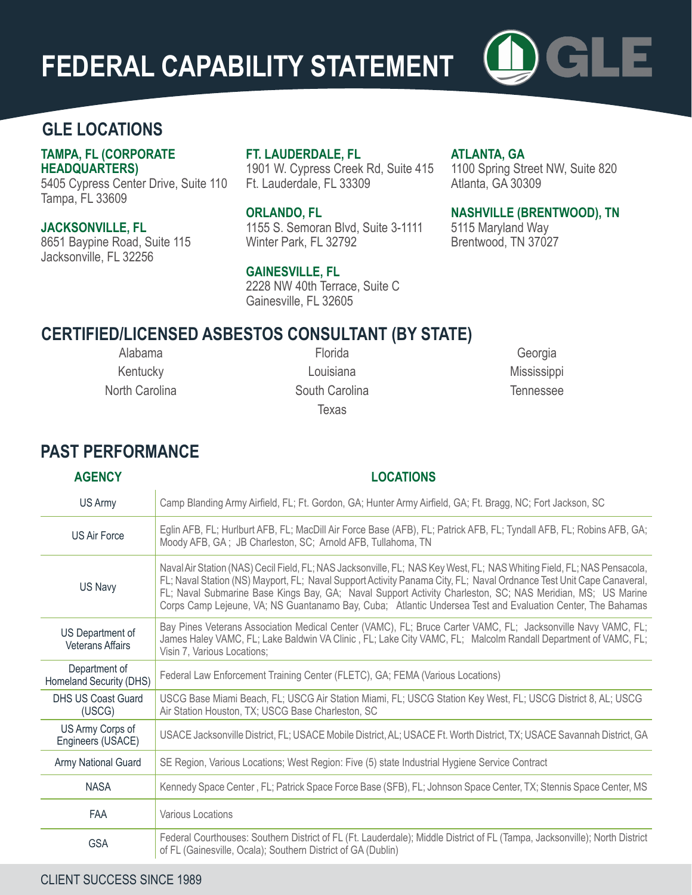# FEDERAL CAPABILITY STATEMENT

GLE

## GLE LOCATIONS

**TAMPA, FL (CORPORATE HEADQUARTERS)**
5405 Cypress Center Drive, Suite 110
Tampa, FL 33609

**JACKSONVILLE, FL**
8651 Baypine Road, Suite 115
Jacksonville, FL 32256

**FT. LAUDERDALE, FL**
1901 W. Cypress Creek Rd, Suite 415
Ft. Lauderdale, FL 33309

**ORLANDO, FL**
1155 S. Semoran Blvd, Suite 3-1111
Winter Park, FL 32792

**GAINESVILLE, FL**
2228 NW 40th Terrace, Suite C
Gainesville, FL 32605

**ATLANTA, GA**
1100 Spring Street NW, Suite 820
Atlanta, GA 30309

**NASHVILLE (BRENTWOOD), TN**
5115 Maryland Way
Brentwood, TN 37027

## CERTIFIED/LICENSED ASBESTOS CONSULTANT (BY STATE)

| | | |
|---|---|---|
| Alabama | Florida | Georgia |
| Kentucky | Louisiana | Mississippi |
| North Carolina | South Carolina | Tennessee |
| | Texas | |

## PAST PERFORMANCE

| AGENCY | LOCATIONS |
|---|---|
| US Army | Camp Blanding Army Airfield, FL; Ft. Gordon, GA; Hunter Army Airfield, GA; Ft. Bragg, NC; Fort Jackson, SC |
| US Air Force | Eglin AFB, FL; Hurlburt AFB, FL; MacDill Air Force Base (AFB), FL; Patrick AFB, FL; Tyndall AFB, FL; Robins AFB, GA; Moody AFB, GA ; JB Charleston, SC; Arnold AFB, Tullahoma, TN |
| US Navy | Naval Air Station (NAS) Cecil Field, FL; NAS Jacksonville, FL; NAS Key West, FL; NAS Whiting Field, FL; NAS Pensacola, FL; Naval Station (NS) Mayport, FL; Naval Support Activity Panama City, FL; Naval Ordnance Test Unit Cape Canaveral, FL; Naval Submarine Base Kings Bay, GA; Naval Support Activity Charleston, SC; NAS Meridian, MS; US Marine Corps Camp Lejeune, VA; NS Guantanamo Bay, Cuba; Atlantic Undersea Test and Evaluation Center, The Bahamas |
| US Department of Veterans Affairs | Bay Pines Veterans Association Medical Center (VAMC), FL; Bruce Carter VAMC, FL; Jacksonville Navy VAMC, FL; James Haley VAMC, FL; Lake Baldwin VA Clinic , FL; Lake City VAMC, FL; Malcolm Randall Department of VAMC, FL; Visin 7, Various Locations; |
| Department of Homeland Security (DHS) | Federal Law Enforcement Training Center (FLETC), GA; FEMA (Various Locations) |
| DHS US Coast Guard (USCG) | USCG Base Miami Beach, FL; USCG Air Station Miami, FL; USCG Station Key West, FL; USCG District 8, AL; USCG Air Station Houston, TX; USCG Base Charleston, SC |
| US Army Corps of Engineers (USACE) | USACE Jacksonville District, FL; USACE Mobile District, AL; USACE Ft. Worth District, TX; USACE Savannah District, GA |
| Army National Guard | SE Region, Various Locations; West Region: Five (5) state Industrial Hygiene Service Contract |
| NASA | Kennedy Space Center , FL; Patrick Space Force Base (SFB), FL; Johnson Space Center, TX; Stennis Space Center, MS |
| FAA | Various Locations |
| GSA | Federal Courthouses: Southern District of FL (Ft. Lauderdale); Middle District of FL (Tampa, Jacksonville); North District of FL (Gainesville, Ocala); Southern District of GA (Dublin) |

CLIENT SUCCESS SINCE 1989